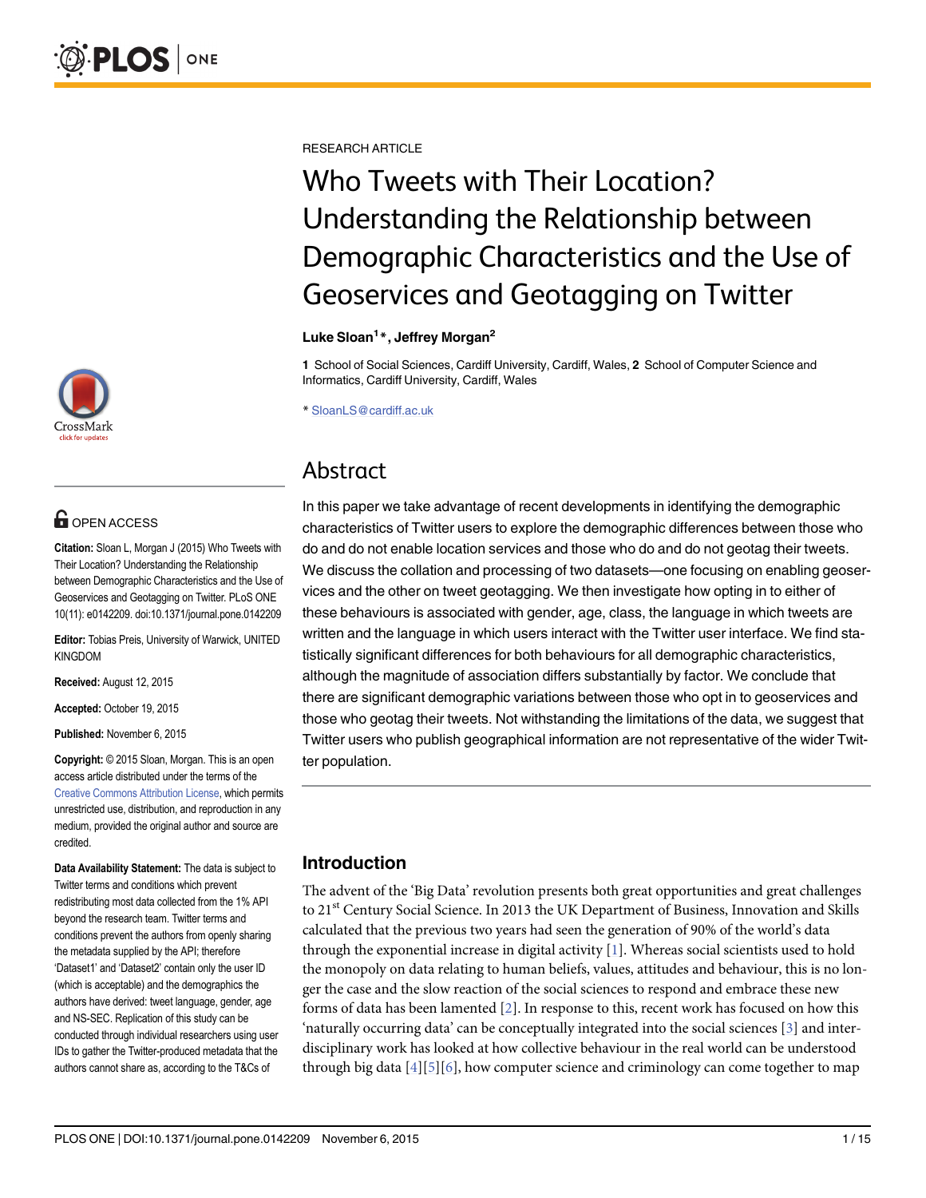RESEARCH ARTICLE

# Who Tweets with Their Location? Understanding the Relationship between Demographic Characteristics and the Use of Geoservices and Geotagging on Twitter

**Luke Sloan[1]*, Jeffrey Morgan[2]**

**1** School of Social Sciences, Cardiff University, Cardiff, Wales, **2** School of Computer Science and Informatics, Cardiff University, Cardiff, Wales

* SloanLS@cardiff.ac.uk

OPEN ACCESS

**Citation:** Sloan L, Morgan J (2015) Who Tweets with Their Location? Understanding the Relationship between Demographic Characteristics and the Use of Geoservices and Geotagging on Twitter. PLoS ONE 10(11): e0142209. doi:10.1371/journal.pone.0142209

**Editor:** Tobias Preis, University of Warwick, UNITED KINGDOM

**Received:** August 12, 2015

**Accepted:** October 19, 2015

**Published:** November 6, 2015

**Copyright:** © 2015 Sloan, Morgan. This is an open access article distributed under the terms of the Creative Commons Attribution License, which permits unrestricted use, distribution, and reproduction in any medium, provided the original author and source are credited.

**Data Availability Statement:** The data is subject to Twitter terms and conditions which prevent redistributing most data collected from the 1% API beyond the research team. Twitter terms and conditions prevent the authors from openly sharing the metadata supplied by the API; therefore 'Dataset1' and 'Dataset2' contain only the user ID (which is acceptable) and the demographics the authors have derived: tweet language, gender, age and NS-SEC. Replication of this study can be conducted through individual researchers using user IDs to gather the Twitter-produced metadata that the authors cannot share as, according to the T&Cs of

## Abstract

In this paper we take advantage of recent developments in identifying the demographic characteristics of Twitter users to explore the demographic differences between those who do and do not enable location services and those who do and do not geotag their tweets. We discuss the collation and processing of two datasets—one focusing on enabling geoservices and the other on tweet geotagging. We then investigate how opting in to either of these behaviours is associated with gender, age, class, the language in which tweets are written and the language in which users interact with the Twitter user interface. We find statistically significant differences for both behaviours for all demographic characteristics, although the magnitude of association differs substantially by factor. We conclude that there are significant demographic variations between those who opt in to geoservices and those who geotag their tweets. Not withstanding the limitations of the data, we suggest that Twitter users who publish geographical information are not representative of the wider Twitter population.

## Introduction

The advent of the 'Big Data' revolution presents both great opportunities and great challenges to 21st Century Social Science. In 2013 the UK Department of Business, Innovation and Skills calculated that the previous two years had seen the generation of 90% of the world's data through the exponential increase in digital activity [1]. Whereas social scientists used to hold the monopoly on data relating to human beliefs, values, attitudes and behaviour, this is no longer the case and the slow reaction of the social sciences to respond and embrace these new forms of data has been lamented [2]. In response to this, recent work has focused on how this 'naturally occurring data' can be conceptually integrated into the social sciences [3] and interdisciplinary work has looked at how collective behaviour in the real world can be understood through big data [4][5][6], how computer science and criminology can come together to map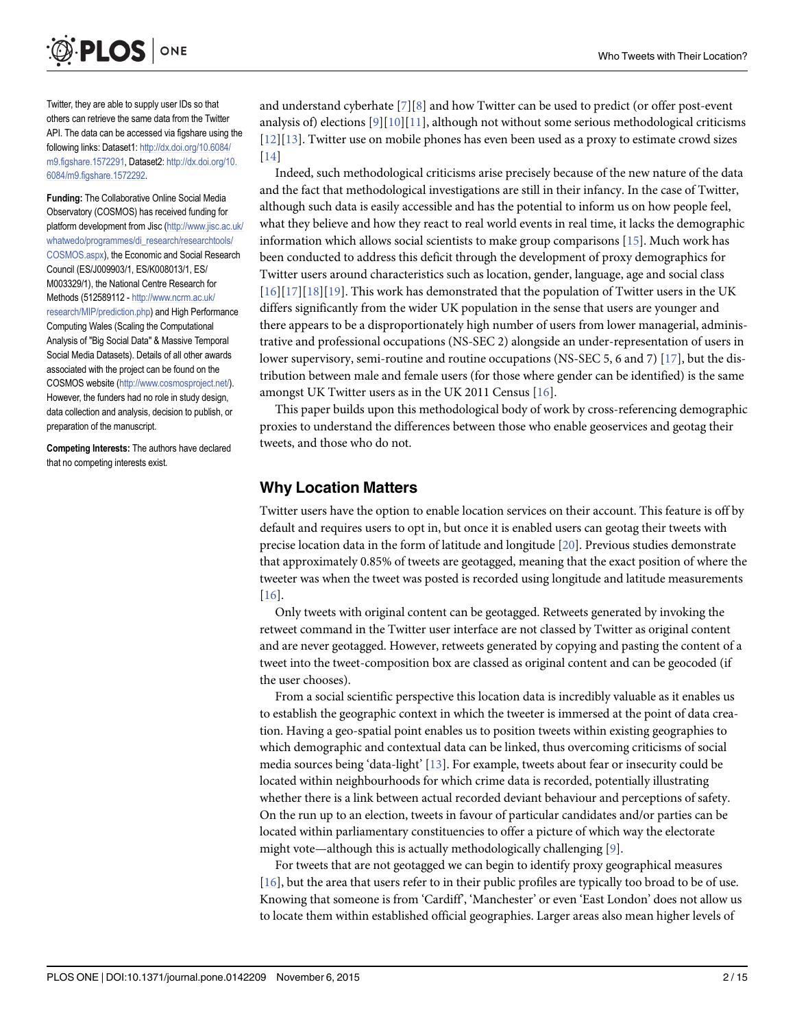Twitter, they are able to supply user IDs so that others can retrieve the same data from the Twitter API. The data can be accessed via figshare using the following links: Dataset1: http://dx.doi.org/10.6084/m9.figshare.1572291, Dataset2: http://dx.doi.org/10.6084/m9.figshare.1572292.

**Funding:** The Collaborative Online Social Media Observatory (COSMOS) has received funding for platform development from Jisc (http://www.jisc.ac.uk/whatwedo/programmes/di_research/researchtools/COSMOS.aspx), the Economic and Social Research Council (ES/J009903/1, ES/K008013/1, ES/M003329/1), the National Centre Research for Methods (512589112 - http://www.ncrm.ac.uk/research/MIP/prediction.php) and High Performance Computing Wales (Scaling the Computational Analysis of "Big Social Data" & Massive Temporal Social Media Datasets). Details of all other awards associated with the project can be found on the COSMOS website (http://www.cosmosproject.net/). However, the funders had no role in study design, data collection and analysis, decision to publish, or preparation of the manuscript.

**Competing Interests:** The authors have declared that no competing interests exist.

and understand cyberhate [7][8] and how Twitter can be used to predict (or offer post-event analysis of) elections [9][10][11], although not without some serious methodological criticisms [12][13]. Twitter use on mobile phones has even been used as a proxy to estimate crowd sizes [14]

Indeed, such methodological criticisms arise precisely because of the new nature of the data and the fact that methodological investigations are still in their infancy. In the case of Twitter, although such data is easily accessible and has the potential to inform us on how people feel, what they believe and how they react to real world events in real time, it lacks the demographic information which allows social scientists to make group comparisons [15]. Much work has been conducted to address this deficit through the development of proxy demographics for Twitter users around characteristics such as location, gender, language, age and social class [16][17][18][19]. This work has demonstrated that the population of Twitter users in the UK differs significantly from the wider UK population in the sense that users are younger and there appears to be a disproportionately high number of users from lower managerial, administrative and professional occupations (NS-SEC 2) alongside an under-representation of users in lower supervisory, semi-routine and routine occupations (NS-SEC 5, 6 and 7) [17], but the distribution between male and female users (for those where gender can be identified) is the same amongst UK Twitter users as in the UK 2011 Census [16].

This paper builds upon this methodological body of work by cross-referencing demographic proxies to understand the differences between those who enable geoservices and geotag their tweets, and those who do not.

## Why Location Matters

Twitter users have the option to enable location services on their account. This feature is off by default and requires users to opt in, but once it is enabled users can geotag their tweets with precise location data in the form of latitude and longitude [20]. Previous studies demonstrate that approximately 0.85% of tweets are geotagged, meaning that the exact position of where the tweeter was when the tweet was posted is recorded using longitude and latitude measurements [16].

Only tweets with original content can be geotagged. Retweets generated by invoking the retweet command in the Twitter user interface are not classed by Twitter as original content and are never geotagged. However, retweets generated by copying and pasting the content of a tweet into the tweet-composition box are classed as original content and can be geocoded (if the user chooses).

From a social scientific perspective this location data is incredibly valuable as it enables us to establish the geographic context in which the tweeter is immersed at the point of data creation. Having a geo-spatial point enables us to position tweets within existing geographies to which demographic and contextual data can be linked, thus overcoming criticisms of social media sources being 'data-light' [13]. For example, tweets about fear or insecurity could be located within neighbourhoods for which crime data is recorded, potentially illustrating whether there is a link between actual recorded deviant behaviour and perceptions of safety. On the run up to an election, tweets in favour of particular candidates and/or parties can be located within parliamentary constituencies to offer a picture of which way the electorate might vote—although this is actually methodologically challenging [9].

For tweets that are not geotagged we can begin to identify proxy geographical measures [16], but the area that users refer to in their public profiles are typically too broad to be of use. Knowing that someone is from 'Cardiff', 'Manchester' or even 'East London' does not allow us to locate them within established official geographies. Larger areas also mean higher levels of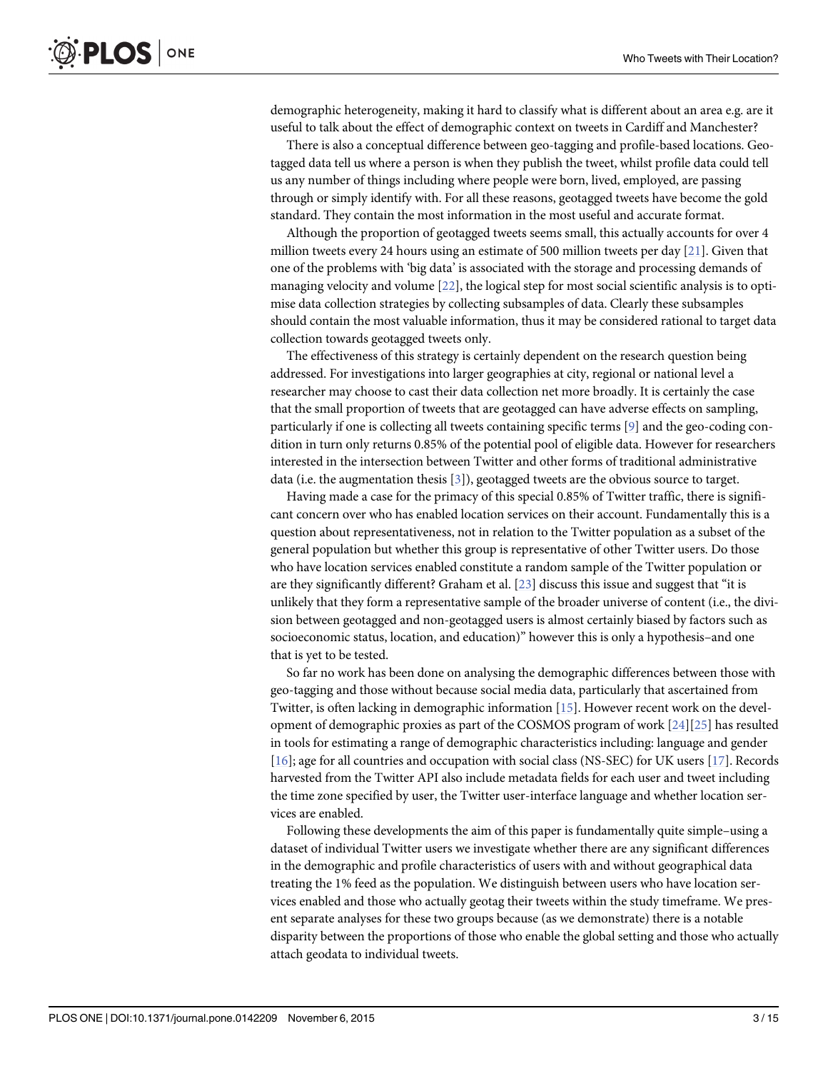demographic heterogeneity, making it hard to classify what is different about an area e.g. are it useful to talk about the effect of demographic context on tweets in Cardiff and Manchester?

There is also a conceptual difference between geo-tagging and profile-based locations. Geotagged data tell us where a person is when they publish the tweet, whilst profile data could tell us any number of things including where people were born, lived, employed, are passing through or simply identify with. For all these reasons, geotagged tweets have become the gold standard. They contain the most information in the most useful and accurate format.

Although the proportion of geotagged tweets seems small, this actually accounts for over 4 million tweets every 24 hours using an estimate of 500 million tweets per day [21]. Given that one of the problems with 'big data' is associated with the storage and processing demands of managing velocity and volume [22], the logical step for most social scientific analysis is to optimise data collection strategies by collecting subsamples of data. Clearly these subsamples should contain the most valuable information, thus it may be considered rational to target data collection towards geotagged tweets only.

The effectiveness of this strategy is certainly dependent on the research question being addressed. For investigations into larger geographies at city, regional or national level a researcher may choose to cast their data collection net more broadly. It is certainly the case that the small proportion of tweets that are geotagged can have adverse effects on sampling, particularly if one is collecting all tweets containing specific terms [9] and the geo-coding condition in turn only returns 0.85% of the potential pool of eligible data. However for researchers interested in the intersection between Twitter and other forms of traditional administrative data (i.e. the augmentation thesis [3]), geotagged tweets are the obvious source to target.

Having made a case for the primacy of this special 0.85% of Twitter traffic, there is significant concern over who has enabled location services on their account. Fundamentally this is a question about representativeness, not in relation to the Twitter population as a subset of the general population but whether this group is representative of other Twitter users. Do those who have location services enabled constitute a random sample of the Twitter population or are they significantly different? Graham et al. [23] discuss this issue and suggest that "it is unlikely that they form a representative sample of the broader universe of content (i.e., the division between geotagged and non-geotagged users is almost certainly biased by factors such as socioeconomic status, location, and education)" however this is only a hypothesis–and one that is yet to be tested.

So far no work has been done on analysing the demographic differences between those with geo-tagging and those without because social media data, particularly that ascertained from Twitter, is often lacking in demographic information [15]. However recent work on the development of demographic proxies as part of the COSMOS program of work [24][25] has resulted in tools for estimating a range of demographic characteristics including: language and gender [16]; age for all countries and occupation with social class (NS-SEC) for UK users [17]. Records harvested from the Twitter API also include metadata fields for each user and tweet including the time zone specified by user, the Twitter user-interface language and whether location services are enabled.

Following these developments the aim of this paper is fundamentally quite simple–using a dataset of individual Twitter users we investigate whether there are any significant differences in the demographic and profile characteristics of users with and without geographical data treating the 1% feed as the population. We distinguish between users who have location services enabled and those who actually geotag their tweets within the study timeframe. We present separate analyses for these two groups because (as we demonstrate) there is a notable disparity between the proportions of those who enable the global setting and those who actually attach geodata to individual tweets.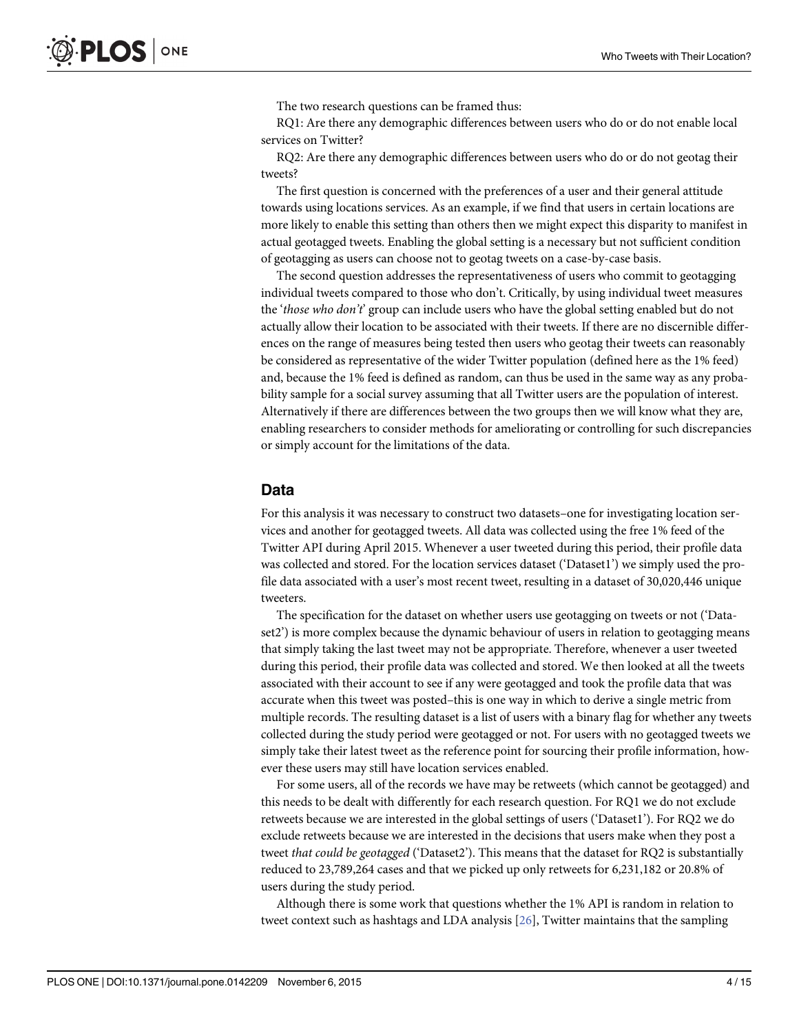The two research questions can be framed thus:

RQ1: Are there any demographic differences between users who do or do not enable local services on Twitter?

RQ2: Are there any demographic differences between users who do or do not geotag their tweets?

The first question is concerned with the preferences of a user and their general attitude towards using locations services. As an example, if we find that users in certain locations are more likely to enable this setting than others then we might expect this disparity to manifest in actual geotagged tweets. Enabling the global setting is a necessary but not sufficient condition of geotagging as users can choose not to geotag tweets on a case-by-case basis.

The second question addresses the representativeness of users who commit to geotagging individual tweets compared to those who don't. Critically, by using individual tweet measures the '*those who don't*' group can include users who have the global setting enabled but do not actually allow their location to be associated with their tweets. If there are no discernible differences on the range of measures being tested then users who geotag their tweets can reasonably be considered as representative of the wider Twitter population (defined here as the 1% feed) and, because the 1% feed is defined as random, can thus be used in the same way as any probability sample for a social survey assuming that all Twitter users are the population of interest. Alternatively if there are differences between the two groups then we will know what they are, enabling researchers to consider methods for ameliorating or controlling for such discrepancies or simply account for the limitations of the data.

## Data

For this analysis it was necessary to construct two datasets–one for investigating location services and another for geotagged tweets. All data was collected using the free 1% feed of the Twitter API during April 2015. Whenever a user tweeted during this period, their profile data was collected and stored. For the location services dataset ('Dataset1') we simply used the profile data associated with a user's most recent tweet, resulting in a dataset of 30,020,446 unique tweeters.

The specification for the dataset on whether users use geotagging on tweets or not ('Dataset2') is more complex because the dynamic behaviour of users in relation to geotagging means that simply taking the last tweet may not be appropriate. Therefore, whenever a user tweeted during this period, their profile data was collected and stored. We then looked at all the tweets associated with their account to see if any were geotagged and took the profile data that was accurate when this tweet was posted–this is one way in which to derive a single metric from multiple records. The resulting dataset is a list of users with a binary flag for whether any tweets collected during the study period were geotagged or not. For users with no geotagged tweets we simply take their latest tweet as the reference point for sourcing their profile information, however these users may still have location services enabled.

For some users, all of the records we have may be retweets (which cannot be geotagged) and this needs to be dealt with differently for each research question. For RQ1 we do not exclude retweets because we are interested in the global settings of users ('Dataset1'). For RQ2 we do exclude retweets because we are interested in the decisions that users make when they post a tweet *that could be geotagged* ('Dataset2'). This means that the dataset for RQ2 is substantially reduced to 23,789,264 cases and that we picked up only retweets for 6,231,182 or 20.8% of users during the study period.

Although there is some work that questions whether the 1% API is random in relation to tweet context such as hashtags and LDA analysis [26], Twitter maintains that the sampling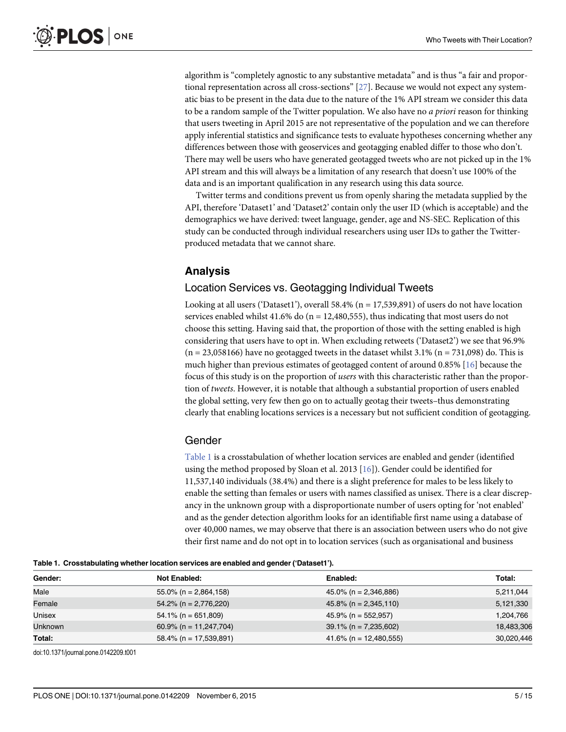algorithm is "completely agnostic to any substantive metadata" and is thus "a fair and proportional representation across all cross-sections" [27]. Because we would not expect any systematic bias to be present in the data due to the nature of the 1% API stream we consider this data to be a random sample of the Twitter population. We also have no *a priori* reason for thinking that users tweeting in April 2015 are not representative of the population and we can therefore apply inferential statistics and significance tests to evaluate hypotheses concerning whether any differences between those with geoservices and geotagging enabled differ to those who don't. There may well be users who have generated geotagged tweets who are not picked up in the 1% API stream and this will always be a limitation of any research that doesn't use 100% of the data and is an important qualification in any research using this data source.

Twitter terms and conditions prevent us from openly sharing the metadata supplied by the API, therefore 'Dataset1' and 'Dataset2' contain only the user ID (which is acceptable) and the demographics we have derived: tweet language, gender, age and NS-SEC. Replication of this study can be conducted through individual researchers using user IDs to gather the Twitter-produced metadata that we cannot share.

## Analysis

### Location Services vs. Geotagging Individual Tweets

Looking at all users ('Dataset1'), overall 58.4% (n = 17,539,891) of users do not have location services enabled whilst 41.6% do (n = 12,480,555), thus indicating that most users do not choose this setting. Having said that, the proportion of those with the setting enabled is high considering that users have to opt in. When excluding retweets ('Dataset2') we see that 96.9% (n = 23,058166) have no geotagged tweets in the dataset whilst 3.1% (n = 731,098) do. This is much higher than previous estimates of geotagged content of around 0.85% [16] because the focus of this study is on the proportion of *users* with this characteristic rather than the proportion of *tweets*. However, it is notable that although a substantial proportion of users enabled the global setting, very few then go on to actually geotag their tweets–thus demonstrating clearly that enabling locations services is a necessary but not sufficient condition of geotagging.

### Gender

Table 1 is a crosstabulation of whether location services are enabled and gender (identified using the method proposed by Sloan et al. 2013 [16]). Gender could be identified for 11,537,140 individuals (38.4%) and there is a slight preference for males to be less likely to enable the setting than females or users with names classified as unisex. There is a clear discrepancy in the unknown group with a disproportionate number of users opting for 'not enabled' and as the gender detection algorithm looks for an identifiable first name using a database of over 40,000 names, we may observe that there is an association between users who do not give their first name and do not opt in to location services (such as organisational and business

**Table 1. Crosstabulating whether location services are enabled and gender ('Dataset1').**

| Gender: | Not Enabled: | Enabled: | Total: |
|---|---|---|---|
| Male | 55.0% (n = 2,864,158) | 45.0% (n = 2,346,886) | 5,211,044 |
| Female | 54.2% (n = 2,776,220) | 45.8% (n = 2,345,110) | 5,121,330 |
| Unisex | 54.1% (n = 651,809) | 45.9% (n = 552,957) | 1,204,766 |
| Unknown | 60.9% (n = 11,247,704) | 39.1% (n = 7,235,602) | 18,483,306 |
| **Total:** | 58.4% (n = 17,539,891) | 41.6% (n = 12,480,555) | 30,020,446 |

doi:10.1371/journal.pone.0142209.t001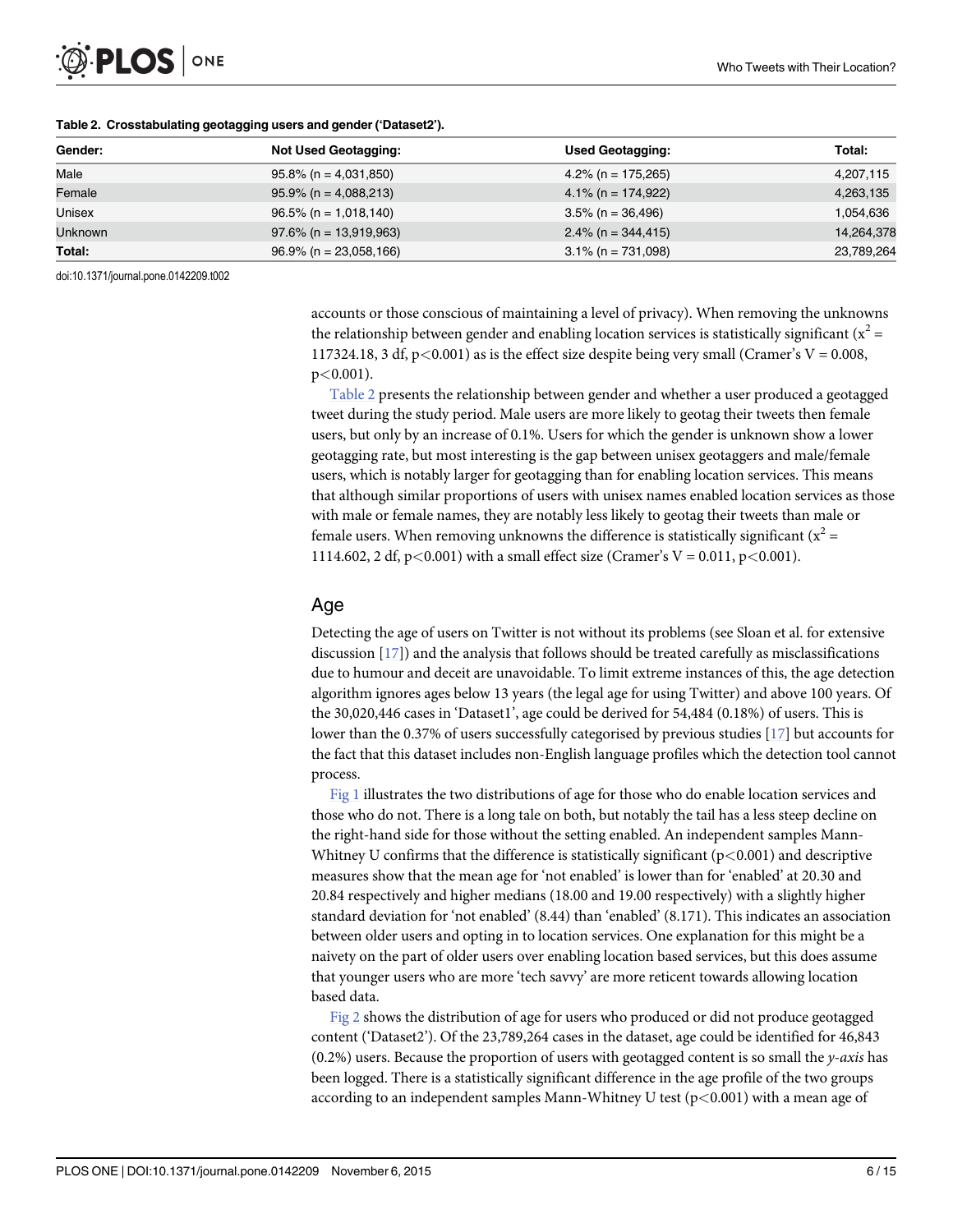**Table 2. Crosstabulating geotagging users and gender ('Dataset2').**

| Gender: | Not Used Geotagging: | Used Geotagging: | Total: |
|---|---|---|---|
| Male | 95.8% (n = 4,031,850) | 4.2% (n = 175,265) | 4,207,115 |
| Female | 95.9% (n = 4,088,213) | 4.1% (n = 174,922) | 4,263,135 |
| Unisex | 96.5% (n = 1,018,140) | 3.5% (n = 36,496) | 1,054,636 |
| Unknown | 97.6% (n = 13,919,963) | 2.4% (n = 344,415) | 14,264,378 |
| **Total:** | 96.9% (n = 23,058,166) | 3.1% (n = 731,098) | 23,789,264 |

doi:10.1371/journal.pone.0142209.t002

accounts or those conscious of maintaining a level of privacy). When removing the unknowns the relationship between gender and enabling location services is statistically significant ($x^2$ = 117324.18, 3 df, $p<0.001$) as is the effect size despite being very small (Cramer's V = 0.008, $p<0.001$).

Table 2 presents the relationship between gender and whether a user produced a geotagged tweet during the study period. Male users are more likely to geotag their tweets then female users, but only by an increase of 0.1%. Users for which the gender is unknown show a lower geotagging rate, but most interesting is the gap between unisex geotaggers and male/female users, which is notably larger for geotagging than for enabling location services. This means that although similar proportions of users with unisex names enabled location services as those with male or female names, they are notably less likely to geotag their tweets than male or female users. When removing unknowns the difference is statistically significant ($x^2$ = 1114.602, 2 df, $p<0.001$) with a small effect size (Cramer's V = 0.011, $p<0.001$).

## Age

Detecting the age of users on Twitter is not without its problems (see Sloan et al. for extensive discussion [17]) and the analysis that follows should be treated carefully as misclassifications due to humour and deceit are unavoidable. To limit extreme instances of this, the age detection algorithm ignores ages below 13 years (the legal age for using Twitter) and above 100 years. Of the 30,020,446 cases in 'Dataset1', age could be derived for 54,484 (0.18%) of users. This is lower than the 0.37% of users successfully categorised by previous studies [17] but accounts for the fact that this dataset includes non-English language profiles which the detection tool cannot process.

Fig 1 illustrates the two distributions of age for those who do enable location services and those who do not. There is a long tale on both, but notably the tail has a less steep decline on the right-hand side for those without the setting enabled. An independent samples Mann-Whitney U confirms that the difference is statistically significant ($p<0.001$) and descriptive measures show that the mean age for 'not enabled' is lower than for 'enabled' at 20.30 and 20.84 respectively and higher medians (18.00 and 19.00 respectively) with a slightly higher standard deviation for 'not enabled' (8.44) than 'enabled' (8.171). This indicates an association between older users and opting in to location services. One explanation for this might be a naivety on the part of older users over enabling location based services, but this does assume that younger users who are more 'tech savvy' are more reticent towards allowing location based data.

Fig 2 shows the distribution of age for users who produced or did not produce geotagged content ('Dataset2'). Of the 23,789,264 cases in the dataset, age could be identified for 46,843 (0.2%) users. Because the proportion of users with geotagged content is so small the *y-axis* has been logged. There is a statistically significant difference in the age profile of the two groups according to an independent samples Mann-Whitney U test ($p<0.001$) with a mean age of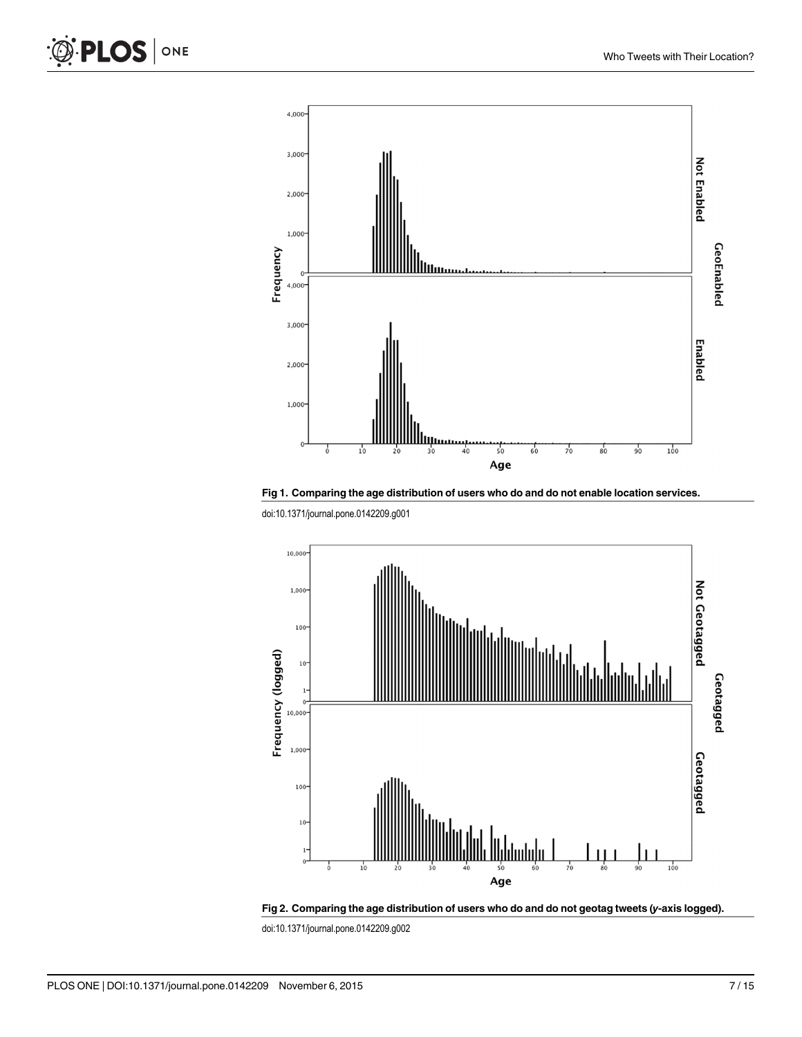**Fig 1. Comparing the age distribution of users who do and do not enable location services.**

doi:10.1371/journal.pone.0142209.g001

**Fig 2. Comparing the age distribution of users who do and do not geotag tweets (*y*-axis logged).**

doi:10.1371/journal.pone.0142209.g002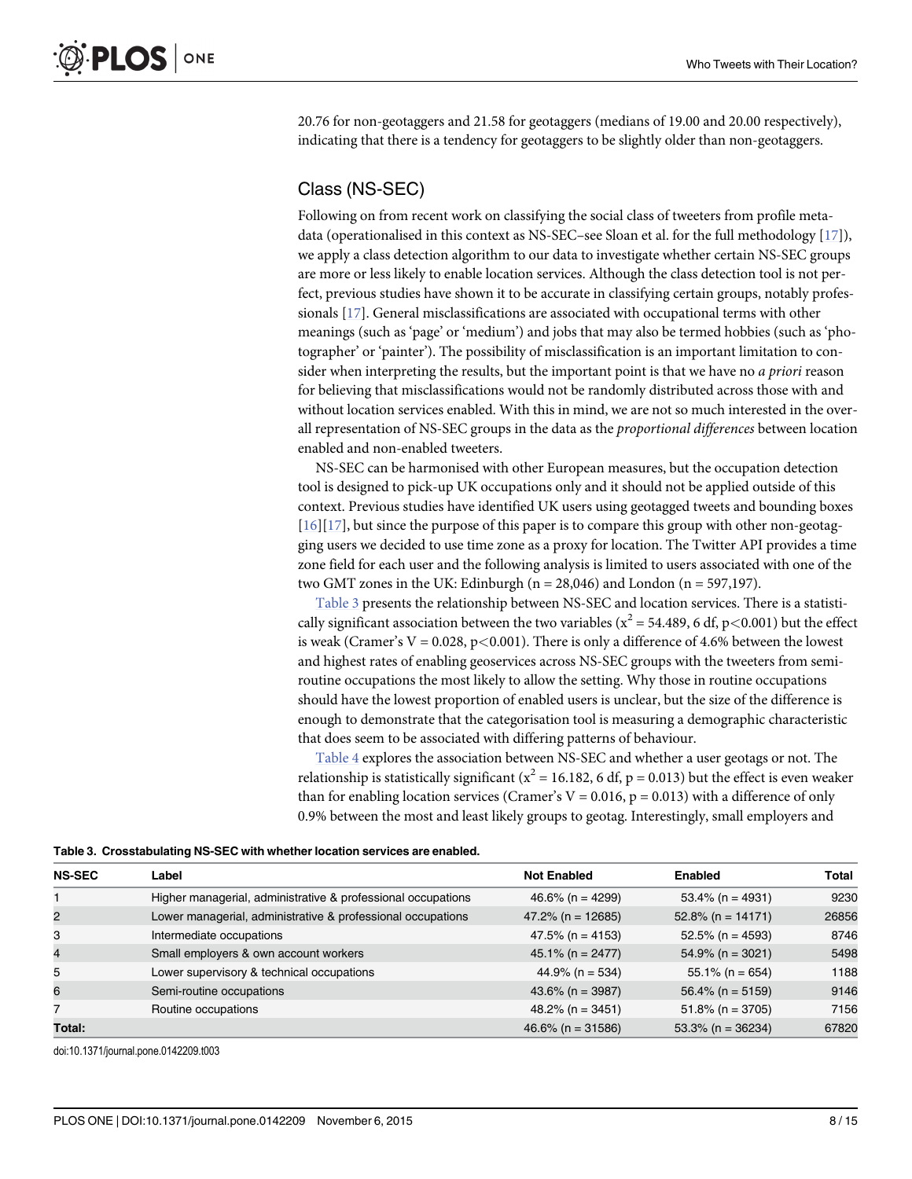20.76 for non-geotaggers and 21.58 for geotaggers (medians of 19.00 and 20.00 respectively), indicating that there is a tendency for geotaggers to be slightly older than non-geotaggers.

## Class (NS-SEC)

Following on from recent work on classifying the social class of tweeters from profile metadata (operationalised in this context as NS-SEC–see Sloan et al. for the full methodology [17]), we apply a class detection algorithm to our data to investigate whether certain NS-SEC groups are more or less likely to enable location services. Although the class detection tool is not perfect, previous studies have shown it to be accurate in classifying certain groups, notably professionals [17]. General misclassifications are associated with occupational terms with other meanings (such as 'page' or 'medium') and jobs that may also be termed hobbies (such as 'photographer' or 'painter'). The possibility of misclassification is an important limitation to consider when interpreting the results, but the important point is that we have no *a priori* reason for believing that misclassifications would not be randomly distributed across those with and without location services enabled. With this in mind, we are not so much interested in the overall representation of NS-SEC groups in the data as the *proportional differences* between location enabled and non-enabled tweeters.

NS-SEC can be harmonised with other European measures, but the occupation detection tool is designed to pick-up UK occupations only and it should not be applied outside of this context. Previous studies have identified UK users using geotagged tweets and bounding boxes [16][17], but since the purpose of this paper is to compare this group with other non-geotagging users we decided to use time zone as a proxy for location. The Twitter API provides a time zone field for each user and the following analysis is limited to users associated with one of the two GMT zones in the UK: Edinburgh (n = 28,046) and London (n = 597,197).

Table 3 presents the relationship between NS-SEC and location services. There is a statistically significant association between the two variables ($x^2 = 54.489$, 6 df, $p<0.001$) but the effect is weak (Cramer's V = 0.028, $p<0.001$). There is only a difference of 4.6% between the lowest and highest rates of enabling geoservices across NS-SEC groups with the tweeters from semi-routine occupations the most likely to allow the setting. Why those in routine occupations should have the lowest proportion of enabled users is unclear, but the size of the difference is enough to demonstrate that the categorisation tool is measuring a demographic characteristic that does seem to be associated with differing patterns of behaviour.

Table 4 explores the association between NS-SEC and whether a user geotags or not. The relationship is statistically significant ($x^2 = 16.182$, 6 df, $p = 0.013$) but the effect is even weaker than for enabling location services (Cramer's V = 0.016, $p = 0.013$) with a difference of only 0.9% between the most and least likely groups to geotag. Interestingly, small employers and

**Table 3. Crosstabulating NS-SEC with whether location services are enabled.**

| NS-SEC | Label | Not Enabled | Enabled | Total |
|---|---|---|---|---|
| 1 | Higher managerial, administrative & professional occupations | 46.6% (n = 4299) | 53.4% (n = 4931) | 9230 |
| 2 | Lower managerial, administrative & professional occupations | 47.2% (n = 12685) | 52.8% (n = 14171) | 26856 |
| 3 | Intermediate occupations | 47.5% (n = 4153) | 52.5% (n = 4593) | 8746 |
| 4 | Small employers & own account workers | 45.1% (n = 2477) | 54.9% (n = 3021) | 5498 |
| 5 | Lower supervisory & technical occupations | 44.9% (n = 534) | 55.1% (n = 654) | 1188 |
| 6 | Semi-routine occupations | 43.6% (n = 3987) | 56.4% (n = 5159) | 9146 |
| 7 | Routine occupations | 48.2% (n = 3451) | 51.8% (n = 3705) | 7156 |
| **Total:** | | 46.6% (n = 31586) | 53.3% (n = 36234) | 67820 |

doi:10.1371/journal.pone.0142209.t003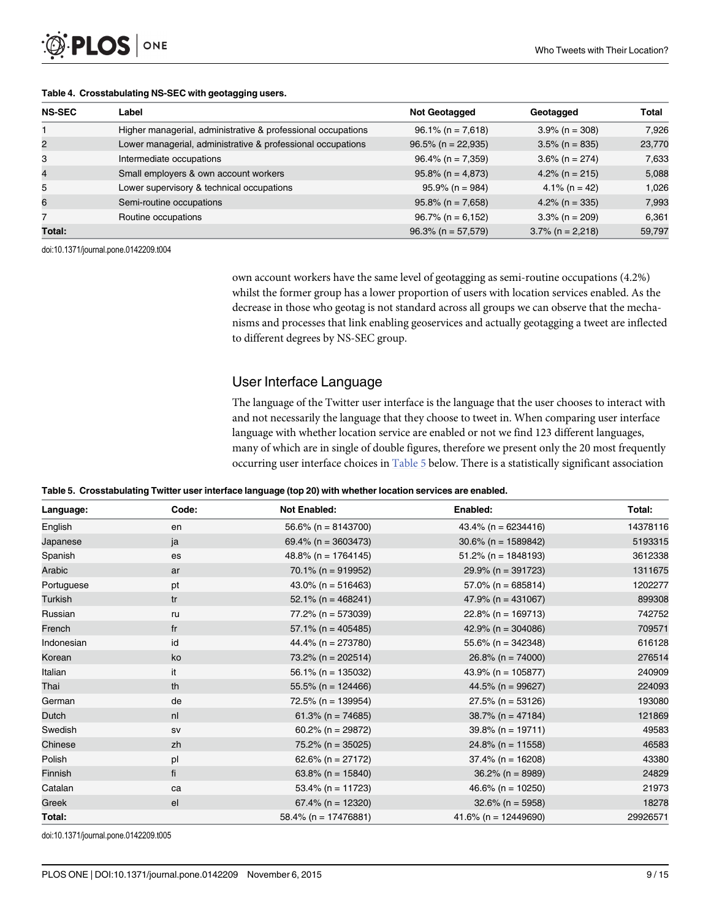**Table 4. Crosstabulating NS-SEC with geotagging users.**

| NS-SEC | Label | Not Geotagged | Geotagged | Total |
|---|---|---|---|---|
| 1 | Higher managerial, administrative & professional occupations | 96.1% (n = 7,618) | 3.9% (n = 308) | 7,926 |
| 2 | Lower managerial, administrative & professional occupations | 96.5% (n = 22,935) | 3.5% (n = 835) | 23,770 |
| 3 | Intermediate occupations | 96.4% (n = 7,359) | 3.6% (n = 274) | 7,633 |
| 4 | Small employers & own account workers | 95.8% (n = 4,873) | 4.2% (n = 215) | 5,088 |
| 5 | Lower supervisory & technical occupations | 95.9% (n = 984) | 4.1% (n = 42) | 1,026 |
| 6 | Semi-routine occupations | 95.8% (n = 7,658) | 4.2% (n = 335) | 7,993 |
| 7 | Routine occupations | 96.7% (n = 6,152) | 3.3% (n = 209) | 6,361 |
| **Total:** | | 96.3% (n = 57,579) | 3.7% (n = 2,218) | 59,797 |

doi:10.1371/journal.pone.0142209.t004

own account workers have the same level of geotagging as semi-routine occupations (4.2%) whilst the former group has a lower proportion of users with location services enabled. As the decrease in those who geotag is not standard across all groups we can observe that the mechanisms and processes that link enabling geoservices and actually geotagging a tweet are inflected to different degrees by NS-SEC group.

## User Interface Language

The language of the Twitter user interface is the language that the user chooses to interact with and not necessarily the language that they choose to tweet in. When comparing user interface language with whether location service are enabled or not we find 123 different languages, many of which are in single of double figures, therefore we present only the 20 most frequently occurring user interface choices in Table 5 below. There is a statistically significant association

**Table 5. Crosstabulating Twitter user interface language (top 20) with whether location services are enabled.**

| Language: | Code: | Not Enabled: | Enabled: | Total: |
|---|---|---|---|---|
| English | en | 56.6% (n = 8143700) | 43.4% (n = 6234416) | 14378116 |
| Japanese | ja | 69.4% (n = 3603473) | 30.6% (n = 1589842) | 5193315 |
| Spanish | es | 48.8% (n = 1764145) | 51.2% (n = 1848193) | 3612338 |
| Arabic | ar | 70.1% (n = 919952) | 29.9% (n = 391723) | 1311675 |
| Portuguese | pt | 43.0% (n = 516463) | 57.0% (n = 685814) | 1202277 |
| Turkish | tr | 52.1% (n = 468241) | 47.9% (n = 431067) | 899308 |
| Russian | ru | 77.2% (n = 573039) | 22.8% (n = 169713) | 742752 |
| French | fr | 57.1% (n = 405485) | 42.9% (n = 304086) | 709571 |
| Indonesian | id | 44.4% (n = 273780) | 55.6% (n = 342348) | 616128 |
| Korean | ko | 73.2% (n = 202514) | 26.8% (n = 74000) | 276514 |
| Italian | it | 56.1% (n = 135032) | 43.9% (n = 105877) | 240909 |
| Thai | th | 55.5% (n = 124466) | 44.5% (n = 99627) | 224093 |
| German | de | 72.5% (n = 139954) | 27.5% (n = 53126) | 193080 |
| Dutch | nl | 61.3% (n = 74685) | 38.7% (n = 47184) | 121869 |
| Swedish | sv | 60.2% (n = 29872) | 39.8% (n = 19711) | 49583 |
| Chinese | zh | 75.2% (n = 35025) | 24.8% (n = 11558) | 46583 |
| Polish | pl | 62.6% (n = 27172) | 37.4% (n = 16208) | 43380 |
| Finnish | fi | 63.8% (n = 15840) | 36.2% (n = 8989) | 24829 |
| Catalan | ca | 53.4% (n = 11723) | 46.6% (n = 10250) | 21973 |
| Greek | el | 67.4% (n = 12320) | 32.6% (n = 5958) | 18278 |
| **Total:** | | 58.4% (n = 17476881) | 41.6% (n = 12449690) | 29926571 |

doi:10.1371/journal.pone.0142209.t005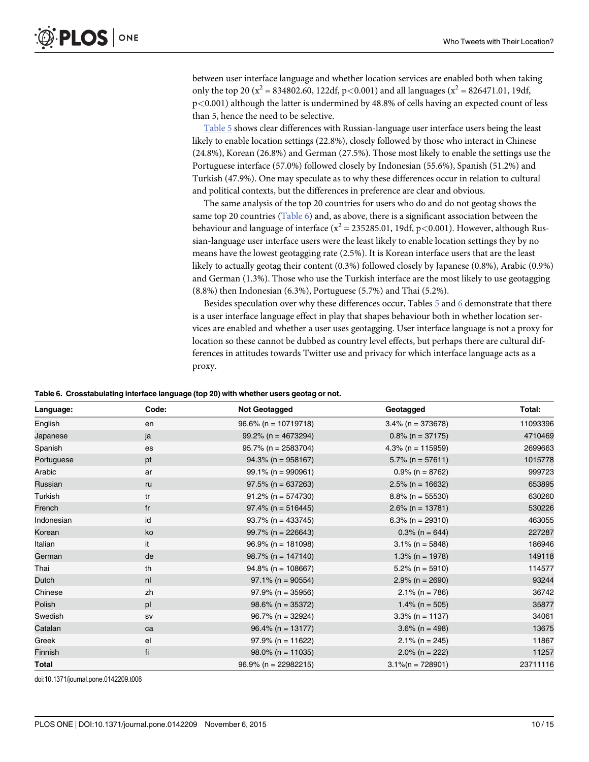between user interface language and whether location services are enabled both when taking only the top 20 ($x^2 = 834802.60$, 122df, $p<0.001$) and all languages ($x^2 = 826471.01$, 19df, $p<0.001$) although the latter is undermined by 48.8% of cells having an expected count of less than 5, hence the need to be selective.

Table 5 shows clear differences with Russian-language user interface users being the least likely to enable location settings (22.8%), closely followed by those who interact in Chinese (24.8%), Korean (26.8%) and German (27.5%). Those most likely to enable the settings use the Portuguese interface (57.0%) followed closely by Indonesian (55.6%), Spanish (51.2%) and Turkish (47.9%). One may speculate as to why these differences occur in relation to cultural and political contexts, but the differences in preference are clear and obvious.

The same analysis of the top 20 countries for users who do and do not geotag shows the same top 20 countries (Table 6) and, as above, there is a significant association between the behaviour and language of interface ($x^2 = 235285.01$, 19df, $p<0.001$). However, although Russian-language user interface users were the least likely to enable location settings they by no means have the lowest geotagging rate (2.5%). It is Korean interface users that are the least likely to actually geotag their content (0.3%) followed closely by Japanese (0.8%), Arabic (0.9%) and German (1.3%). Those who use the Turkish interface are the most likely to use geotagging (8.8%) then Indonesian (6.3%), Portuguese (5.7%) and Thai (5.2%).

Besides speculation over why these differences occur, Tables 5 and 6 demonstrate that there is a user interface language effect in play that shapes behaviour both in whether location services are enabled and whether a user uses geotagging. User interface language is not a proxy for location so these cannot be dubbed as country level effects, but perhaps there are cultural differences in attitudes towards Twitter use and privacy for which interface language acts as a proxy.

**Table 6. Crosstabulating interface language (top 20) with whether users geotag or not.**

| Language: | Code: | Not Geotagged | Geotagged | Total: |
|---|---|---|---|---|
| English | en | 96.6% (n = 10719718) | 3.4% (n = 373678) | 11093396 |
| Japanese | ja | 99.2% (n = 4673294) | 0.8% (n = 37175) | 4710469 |
| Spanish | es | 95.7% (n = 2583704) | 4.3% (n = 115959) | 2699663 |
| Portuguese | pt | 94.3% (n = 958167) | 5.7% (n = 57611) | 1015778 |
| Arabic | ar | 99.1% (n = 990961) | 0.9% (n = 8762) | 999723 |
| Russian | ru | 97.5% (n = 637263) | 2.5% (n = 16632) | 653895 |
| Turkish | tr | 91.2% (n = 574730) | 8.8% (n = 55530) | 630260 |
| French | fr | 97.4% (n = 516445) | 2.6% (n = 13781) | 530226 |
| Indonesian | id | 93.7% (n = 433745) | 6.3% (n = 29310) | 463055 |
| Korean | ko | 99.7% (n = 226643) | 0.3% (n = 644) | 227287 |
| Italian | it | 96.9% (n = 181098) | 3.1% (n = 5848) | 186946 |
| German | de | 98.7% (n = 147140) | 1.3% (n = 1978) | 149118 |
| Thai | th | 94.8% (n = 108667) | 5.2% (n = 5910) | 114577 |
| Dutch | nl | 97.1% (n = 90554) | 2.9% (n = 2690) | 93244 |
| Chinese | zh | 97.9% (n = 35956) | 2.1% (n = 786) | 36742 |
| Polish | pl | 98.6% (n = 35372) | 1.4% (n = 505) | 35877 |
| Swedish | sv | 96.7% (n = 32924) | 3.3% (n = 1137) | 34061 |
| Catalan | ca | 96.4% (n = 13177) | 3.6% (n = 498) | 13675 |
| Greek | el | 97.9% (n = 11622) | 2.1% (n = 245) | 11867 |
| Finnish | fi | 98.0% (n = 11035) | 2.0% (n = 222) | 11257 |
| **Total** | | 96.9% (n = 22982215) | 3.1%(n = 728901) | 23711116 |

doi:10.1371/journal.pone.0142209.t006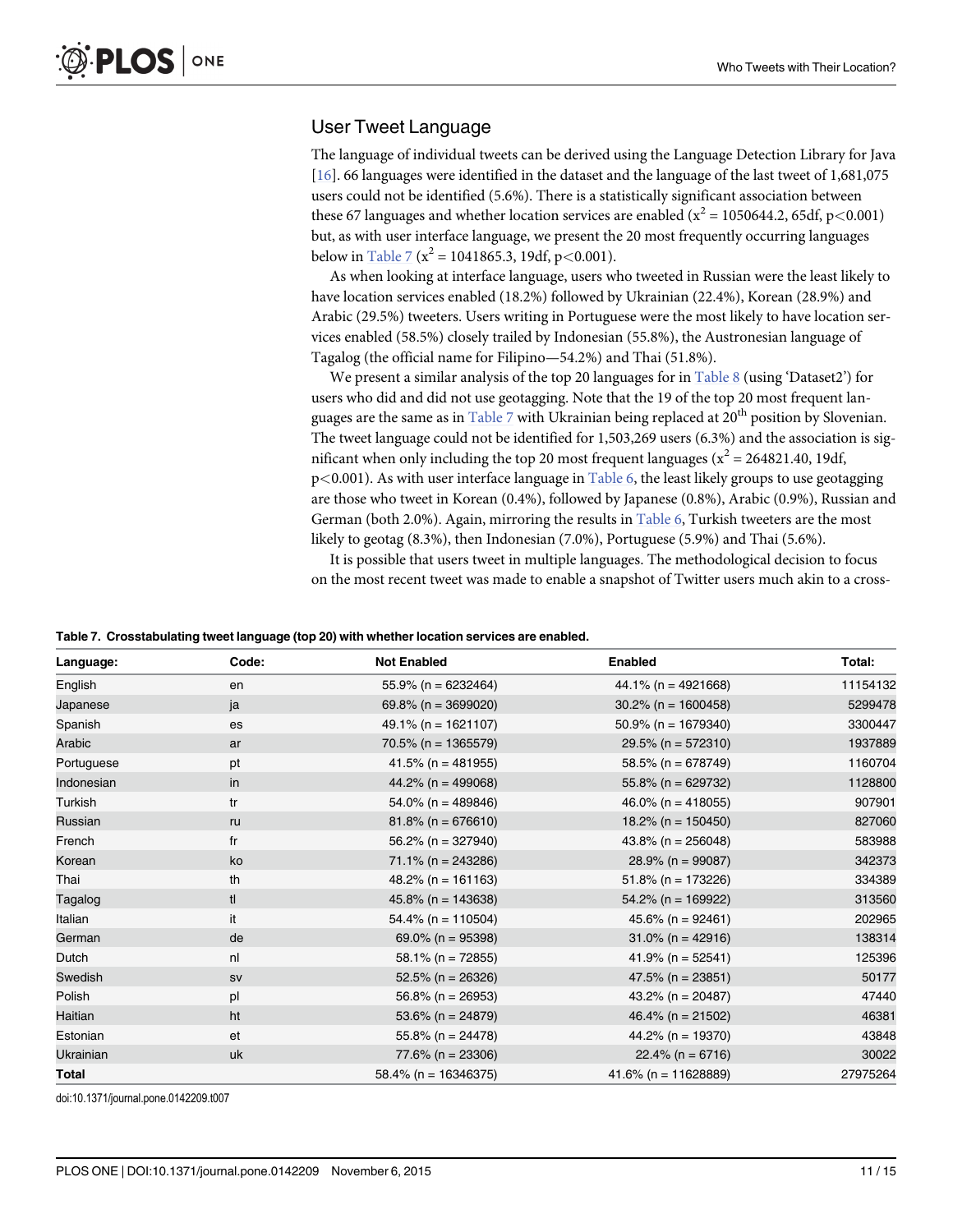## User Tweet Language

The language of individual tweets can be derived using the Language Detection Library for Java [16]. 66 languages were identified in the dataset and the language of the last tweet of 1,681,075 users could not be identified (5.6%). There is a statistically significant association between these 67 languages and whether location services are enabled ($x^2 = 1050644.2$, 65df, $p<0.001$) but, as with user interface language, we present the 20 most frequently occurring languages below in Table 7 ($x^2 = 1041865.3$, 19df, $p<0.001$).

As when looking at interface language, users who tweeted in Russian were the least likely to have location services enabled (18.2%) followed by Ukrainian (22.4%), Korean (28.9%) and Arabic (29.5%) tweeters. Users writing in Portuguese were the most likely to have location services enabled (58.5%) closely trailed by Indonesian (55.8%), the Austronesian language of Tagalog (the official name for Filipino—54.2%) and Thai (51.8%).

We present a similar analysis of the top 20 languages for in Table 8 (using 'Dataset2') for users who did and did not use geotagging. Note that the 19 of the top 20 most frequent languages are the same as in Table 7 with Ukrainian being replaced at 20th position by Slovenian. The tweet language could not be identified for 1,503,269 users (6.3%) and the association is significant when only including the top 20 most frequent languages ($x^2 = 264821.40$, 19df, $p<0.001$). As with user interface language in Table 6, the least likely groups to use geotagging are those who tweet in Korean (0.4%), followed by Japanese (0.8%), Arabic (0.9%), Russian and German (both 2.0%). Again, mirroring the results in Table 6, Turkish tweeters are the most likely to geotag (8.3%), then Indonesian (7.0%), Portuguese (5.9%) and Thai (5.6%).

It is possible that users tweet in multiple languages. The methodological decision to focus on the most recent tweet was made to enable a snapshot of Twitter users much akin to a cross-

**Table 7. Crosstabulating tweet language (top 20) with whether location services are enabled.**

| Language: | Code: | Not Enabled | Enabled | Total: |
|---|---|---|---|---|
| English | en | 55.9% (n = 6232464) | 44.1% (n = 4921668) | 11154132 |
| Japanese | ja | 69.8% (n = 3699020) | 30.2% (n = 1600458) | 5299478 |
| Spanish | es | 49.1% (n = 1621107) | 50.9% (n = 1679340) | 3300447 |
| Arabic | ar | 70.5% (n = 1365579) | 29.5% (n = 572310) | 1937889 |
| Portuguese | pt | 41.5% (n = 481955) | 58.5% (n = 678749) | 1160704 |
| Indonesian | in | 44.2% (n = 499068) | 55.8% (n = 629732) | 1128800 |
| Turkish | tr | 54.0% (n = 489846) | 46.0% (n = 418055) | 907901 |
| Russian | ru | 81.8% (n = 676610) | 18.2% (n = 150450) | 827060 |
| French | fr | 56.2% (n = 327940) | 43.8% (n = 256048) | 583988 |
| Korean | ko | 71.1% (n = 243286) | 28.9% (n = 99087) | 342373 |
| Thai | th | 48.2% (n = 161163) | 51.8% (n = 173226) | 334389 |
| Tagalog | tl | 45.8% (n = 143638) | 54.2% (n = 169922) | 313560 |
| Italian | it | 54.4% (n = 110504) | 45.6% (n = 92461) | 202965 |
| German | de | 69.0% (n = 95398) | 31.0% (n = 42916) | 138314 |
| Dutch | nl | 58.1% (n = 72855) | 41.9% (n = 52541) | 125396 |
| Swedish | sv | 52.5% (n = 26326) | 47.5% (n = 23851) | 50177 |
| Polish | pl | 56.8% (n = 26953) | 43.2% (n = 20487) | 47440 |
| Haitian | ht | 53.6% (n = 24879) | 46.4% (n = 21502) | 46381 |
| Estonian | et | 55.8% (n = 24478) | 44.2% (n = 19370) | 43848 |
| Ukrainian | uk | 77.6% (n = 23306) | 22.4% (n = 6716) | 30022 |
| **Total** | | 58.4% (n = 16346375) | 41.6% (n = 11628889) | 27975264 |

doi:10.1371/journal.pone.0142209.t007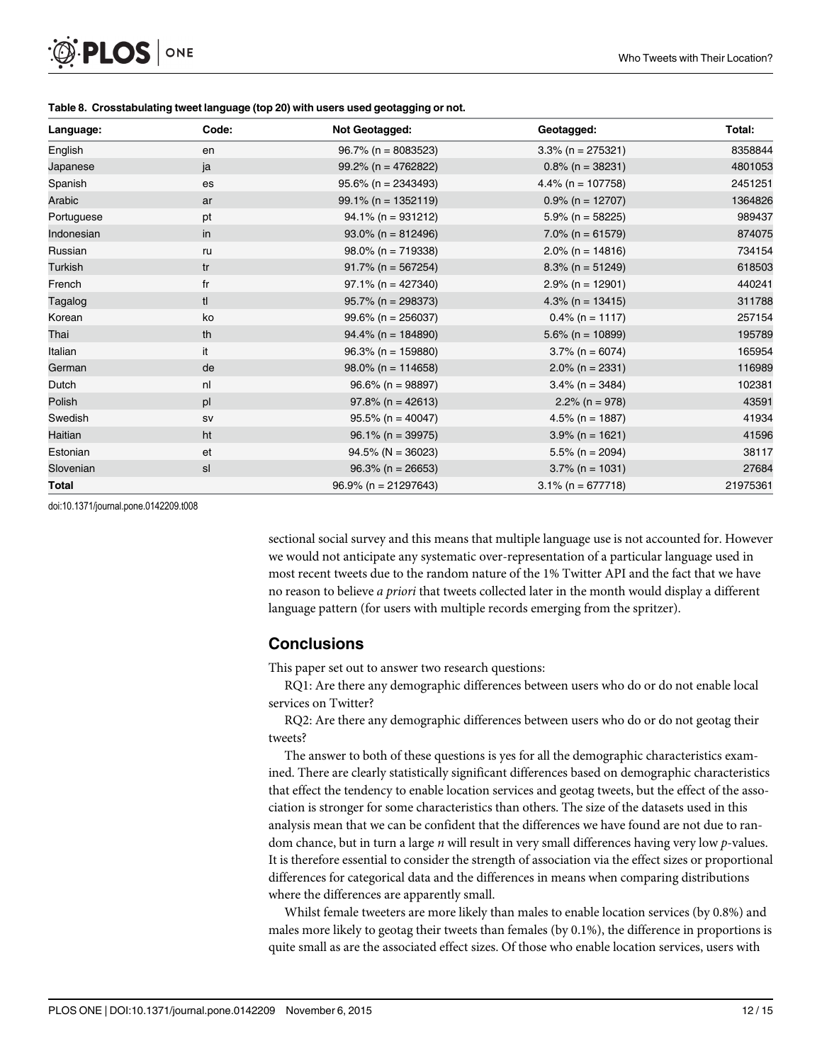**Table 8. Crosstabulating tweet language (top 20) with users used geotagging or not.**

| Language: | Code: | Not Geotagged: | Geotagged: | Total: |
|---|---|---|---|---|
| English | en | 96.7% (n = 8083523) | 3.3% (n = 275321) | 8358844 |
| Japanese | ja | 99.2% (n = 4762822) | 0.8% (n = 38231) | 4801053 |
| Spanish | es | 95.6% (n = 2343493) | 4.4% (n = 107758) | 2451251 |
| Arabic | ar | 99.1% (n = 1352119) | 0.9% (n = 12707) | 1364826 |
| Portuguese | pt | 94.1% (n = 931212) | 5.9% (n = 58225) | 989437 |
| Indonesian | in | 93.0% (n = 812496) | 7.0% (n = 61579) | 874075 |
| Russian | ru | 98.0% (n = 719338) | 2.0% (n = 14816) | 734154 |
| Turkish | tr | 91.7% (n = 567254) | 8.3% (n = 51249) | 618503 |
| French | fr | 97.1% (n = 427340) | 2.9% (n = 12901) | 440241 |
| Tagalog | tl | 95.7% (n = 298373) | 4.3% (n = 13415) | 311788 |
| Korean | ko | 99.6% (n = 256037) | 0.4% (n = 1117) | 257154 |
| Thai | th | 94.4% (n = 184890) | 5.6% (n = 10899) | 195789 |
| Italian | it | 96.3% (n = 159880) | 3.7% (n = 6074) | 165954 |
| German | de | 98.0% (n = 114658) | 2.0% (n = 2331) | 116989 |
| Dutch | nl | 96.6% (n = 98897) | 3.4% (n = 3484) | 102381 |
| Polish | pl | 97.8% (n = 42613) | 2.2% (n = 978) | 43591 |
| Swedish | sv | 95.5% (n = 40047) | 4.5% (n = 1887) | 41934 |
| Haitian | ht | 96.1% (n = 39975) | 3.9% (n = 1621) | 41596 |
| Estonian | et | 94.5% (N = 36023) | 5.5% (n = 2094) | 38117 |
| Slovenian | sl | 96.3% (n = 26653) | 3.7% (n = 1031) | 27684 |
| **Total** | | 96.9% (n = 21297643) | 3.1% (n = 677718) | 21975361 |

doi:10.1371/journal.pone.0142209.t008

sectional social survey and this means that multiple language use is not accounted for. However we would not anticipate any systematic over-representation of a particular language used in most recent tweets due to the random nature of the 1% Twitter API and the fact that we have no reason to believe *a priori* that tweets collected later in the month would display a different language pattern (for users with multiple records emerging from the spritzer).

## Conclusions

This paper set out to answer two research questions:

RQ1: Are there any demographic differences between users who do or do not enable local services on Twitter?

RQ2: Are there any demographic differences between users who do or do not geotag their tweets?

The answer to both of these questions is yes for all the demographic characteristics examined. There are clearly statistically significant differences based on demographic characteristics that effect the tendency to enable location services and geotag tweets, but the effect of the association is stronger for some characteristics than others. The size of the datasets used in this analysis mean that we can be confident that the differences we have found are not due to random chance, but in turn a large $n$ will result in very small differences having very low $p$-values. It is therefore essential to consider the strength of association via the effect sizes or proportional differences for categorical data and the differences in means when comparing distributions where the differences are apparently small.

Whilst female tweeters are more likely than males to enable location services (by 0.8%) and males more likely to geotag their tweets than females (by 0.1%), the difference in proportions is quite small as are the associated effect sizes. Of those who enable location services, users with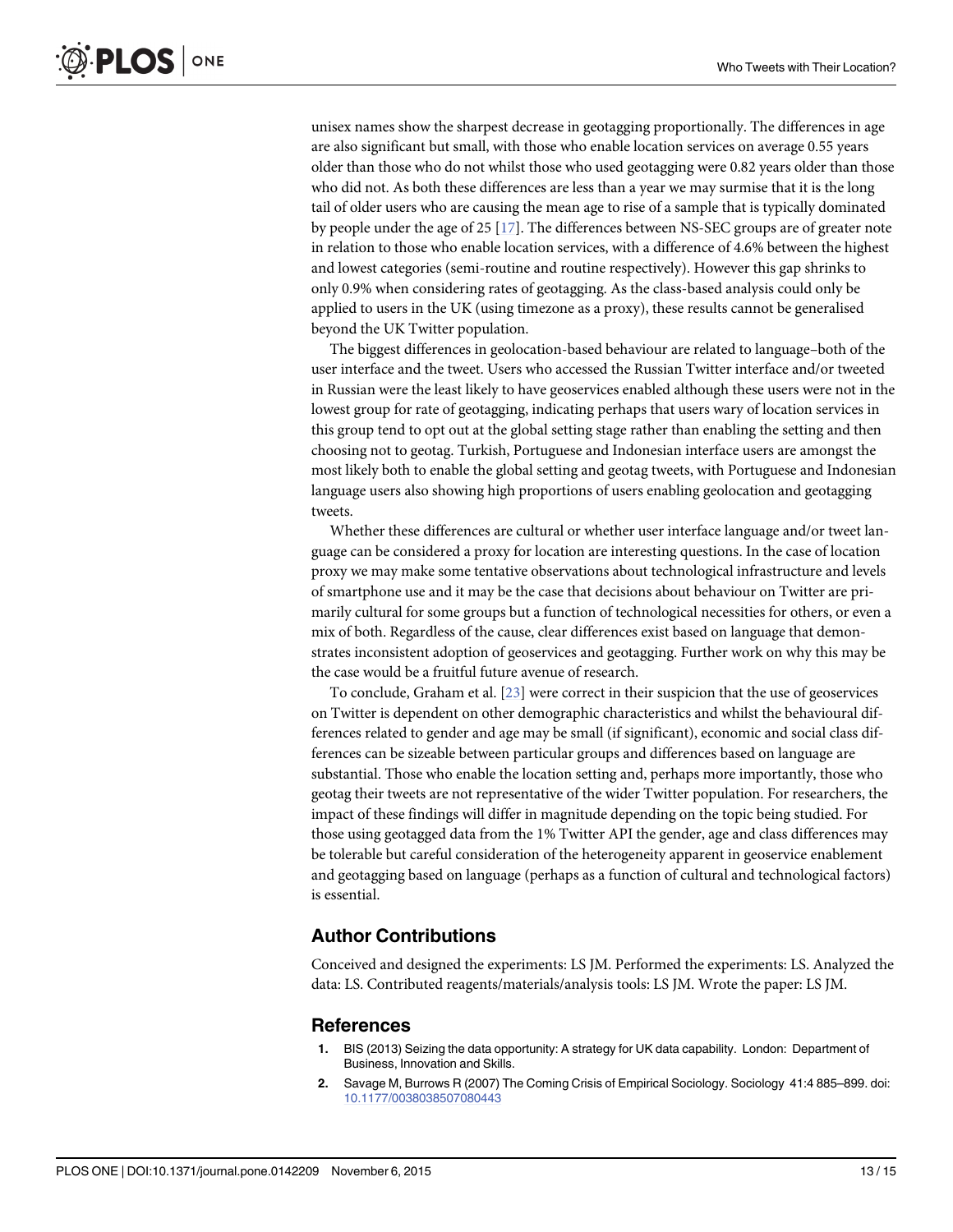unisex names show the sharpest decrease in geotagging proportionally. The differences in age are also significant but small, with those who enable location services on average 0.55 years older than those who do not whilst those who used geotagging were 0.82 years older than those who did not. As both these differences are less than a year we may surmise that it is the long tail of older users who are causing the mean age to rise of a sample that is typically dominated by people under the age of 25 [17]. The differences between NS-SEC groups are of greater note in relation to those who enable location services, with a difference of 4.6% between the highest and lowest categories (semi-routine and routine respectively). However this gap shrinks to only 0.9% when considering rates of geotagging. As the class-based analysis could only be applied to users in the UK (using timezone as a proxy), these results cannot be generalised beyond the UK Twitter population.

The biggest differences in geolocation-based behaviour are related to language–both of the user interface and the tweet. Users who accessed the Russian Twitter interface and/or tweeted in Russian were the least likely to have geoservices enabled although these users were not in the lowest group for rate of geotagging, indicating perhaps that users wary of location services in this group tend to opt out at the global setting stage rather than enabling the setting and then choosing not to geotag. Turkish, Portuguese and Indonesian interface users are amongst the most likely both to enable the global setting and geotag tweets, with Portuguese and Indonesian language users also showing high proportions of users enabling geolocation and geotagging tweets.

Whether these differences are cultural or whether user interface language and/or tweet language can be considered a proxy for location are interesting questions. In the case of location proxy we may make some tentative observations about technological infrastructure and levels of smartphone use and it may be the case that decisions about behaviour on Twitter are primarily cultural for some groups but a function of technological necessities for others, or even a mix of both. Regardless of the cause, clear differences exist based on language that demonstrates inconsistent adoption of geoservices and geotagging. Further work on why this may be the case would be a fruitful future avenue of research.

To conclude, Graham et al. [23] were correct in their suspicion that the use of geoservices on Twitter is dependent on other demographic characteristics and whilst the behavioural differences related to gender and age may be small (if significant), economic and social class differences can be sizeable between particular groups and differences based on language are substantial. Those who enable the location setting and, perhaps more importantly, those who geotag their tweets are not representative of the wider Twitter population. For researchers, the impact of these findings will differ in magnitude depending on the topic being studied. For those using geotagged data from the 1% Twitter API the gender, age and class differences may be tolerable but careful consideration of the heterogeneity apparent in geoservice enablement and geotagging based on language (perhaps as a function of cultural and technological factors) is essential.

## Author Contributions

Conceived and designed the experiments: LS JM. Performed the experiments: LS. Analyzed the data: LS. Contributed reagents/materials/analysis tools: LS JM. Wrote the paper: LS JM.

## References

1. BIS (2013) Seizing the data opportunity: A strategy for UK data capability. London: Department of Business, Innovation and Skills.
2. Savage M, Burrows R (2007) The Coming Crisis of Empirical Sociology. Sociology 41:4 885–899. doi: 10.1177/0038038507080443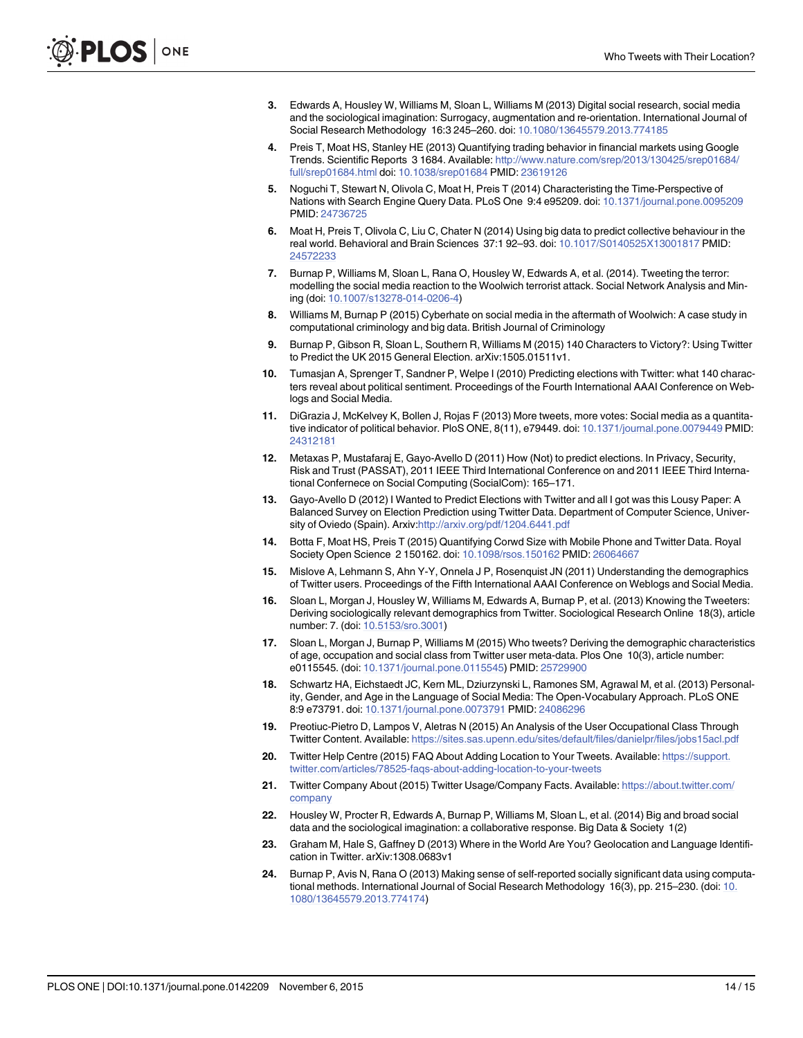3. Edwards A, Housley W, Williams M, Sloan L, Williams M (2013) Digital social research, social media and the sociological imagination: Surrogacy, augmentation and re-orientation. International Journal of Social Research Methodology 16:3 245–260. doi: 10.1080/13645579.2013.774185
4. Preis T, Moat HS, Stanley HE (2013) Quantifying trading behavior in financial markets using Google Trends. Scientific Reports 3 1684. Available: http://www.nature.com/srep/2013/130425/srep01684/full/srep01684.html doi: 10.1038/srep01684 PMID: 23619126
5. Noguchi T, Stewart N, Olivola C, Moat H, Preis T (2014) Characteristing the Time-Perspective of Nations with Search Engine Query Data. PLoS One 9:4 e95209. doi: 10.1371/journal.pone.0095209 PMID: 24736725
6. Moat H, Preis T, Olivola C, Liu C, Chater N (2014) Using big data to predict collective behaviour in the real world. Behavioral and Brain Sciences 37:1 92–93. doi: 10.1017/S0140525X13001817 PMID: 24572233
7. Burnap P, Williams M, Sloan L, Rana O, Housley W, Edwards A, et al. (2014). Tweeting the terror: modelling the social media reaction to the Woolwich terrorist attack. Social Network Analysis and Mining (doi: 10.1007/s13278-014-0206-4)
8. Williams M, Burnap P (2015) Cyberhate on social media in the aftermath of Woolwich: A case study in computational criminology and big data. British Journal of Criminology
9. Burnap P, Gibson R, Sloan L, Southern R, Williams M (2015) 140 Characters to Victory?: Using Twitter to Predict the UK 2015 General Election. arXiv:1505.01511v1.
10. Tumasjan A, Sprenger T, Sandner P, Welpe I (2010) Predicting elections with Twitter: what 140 characters reveal about political sentiment. Proceedings of the Fourth International AAAI Conference on Weblogs and Social Media.
11. DiGrazia J, McKelvey K, Bollen J, Rojas F (2013) More tweets, more votes: Social media as a quantitative indicator of political behavior. PloS ONE, 8(11), e79449. doi: 10.1371/journal.pone.0079449 PMID: 24312181
12. Metaxas P, Mustafaraj E, Gayo-Avello D (2011) How (Not) to predict elections. In Privacy, Security, Risk and Trust (PASSAT), 2011 IEEE Third International Conference on and 2011 IEEE Third International Confernece on Social Computing (SocialCom): 165–171.
13. Gayo-Avello D (2012) I Wanted to Predict Elections with Twitter and all I got was this Lousy Paper: A Balanced Survey on Election Prediction using Twitter Data. Department of Computer Science, University of Oviedo (Spain). Arxiv:http://arxiv.org/pdf/1204.6441.pdf
14. Botta F, Moat HS, Preis T (2015) Quantifying Corwd Size with Mobile Phone and Twitter Data. Royal Society Open Science 2 150162. doi: 10.1098/rsos.150162 PMID: 26064667
15. Mislove A, Lehmann S, Ahn Y-Y, Onnela J P, Rosenquist JN (2011) Understanding the demographics of Twitter users. Proceedings of the Fifth International AAAI Conference on Weblogs and Social Media.
16. Sloan L, Morgan J, Housley W, Williams M, Edwards A, Burnap P, et al. (2013) Knowing the Tweeters: Deriving sociologically relevant demographics from Twitter. Sociological Research Online 18(3), article number: 7. (doi: 10.5153/sro.3001)
17. Sloan L, Morgan J, Burnap P, Williams M (2015) Who tweets? Deriving the demographic characteristics of age, occupation and social class from Twitter user meta-data. Plos One 10(3), article number: e0115545. (doi: 10.1371/journal.pone.0115545) PMID: 25729900
18. Schwartz HA, Eichstaedt JC, Kern ML, Dziurzynski L, Ramones SM, Agrawal M, et al. (2013) Personality, Gender, and Age in the Language of Social Media: The Open-Vocabulary Approach. PLoS ONE 8:9 e73791. doi: 10.1371/journal.pone.0073791 PMID: 24086296
19. Preotiuc-Pietro D, Lampos V, Aletras N (2015) An Analysis of the User Occupational Class Through Twitter Content. Available: https://sites.sas.upenn.edu/sites/default/files/danielpr/files/jobs15acl.pdf
20. Twitter Help Centre (2015) FAQ About Adding Location to Your Tweets. Available: https://support.twitter.com/articles/78525-faqs-about-adding-location-to-your-tweets
21. Twitter Company About (2015) Twitter Usage/Company Facts. Available: https://about.twitter.com/company
22. Housley W, Procter R, Edwards A, Burnap P, Williams M, Sloan L, et al. (2014) Big and broad social data and the sociological imagination: a collaborative response. Big Data & Society 1(2)
23. Graham M, Hale S, Gaffney D (2013) Where in the World Are You? Geolocation and Language Identification in Twitter. arXiv:1308.0683v1
24. Burnap P, Avis N, Rana O (2013) Making sense of self-reported socially significant data using computational methods. International Journal of Social Research Methodology 16(3), pp. 215–230. (doi: 10.1080/13645579.2013.774174)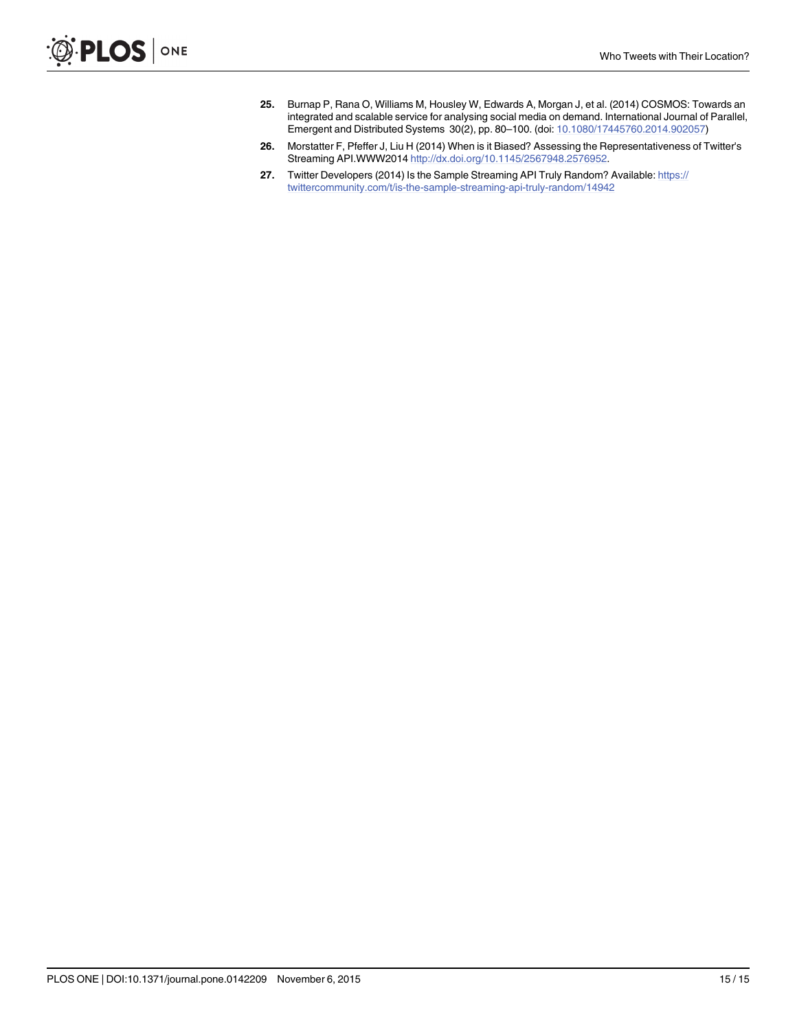25. Burnap P, Rana O, Williams M, Housley W, Edwards A, Morgan J, et al. (2014) COSMOS: Towards an integrated and scalable service for analysing social media on demand. International Journal of Parallel, Emergent and Distributed Systems 30(2), pp. 80–100. (doi: 10.1080/17445760.2014.902057)

26. Morstatter F, Pfeffer J, Liu H (2014) When is it Biased? Assessing the Representativeness of Twitter's Streaming API.WWW2014 http://dx.doi.org/10.1145/2567948.2576952.

27. Twitter Developers (2014) Is the Sample Streaming API Truly Random? Available: https://twittercommunity.com/t/is-the-sample-streaming-api-truly-random/14942